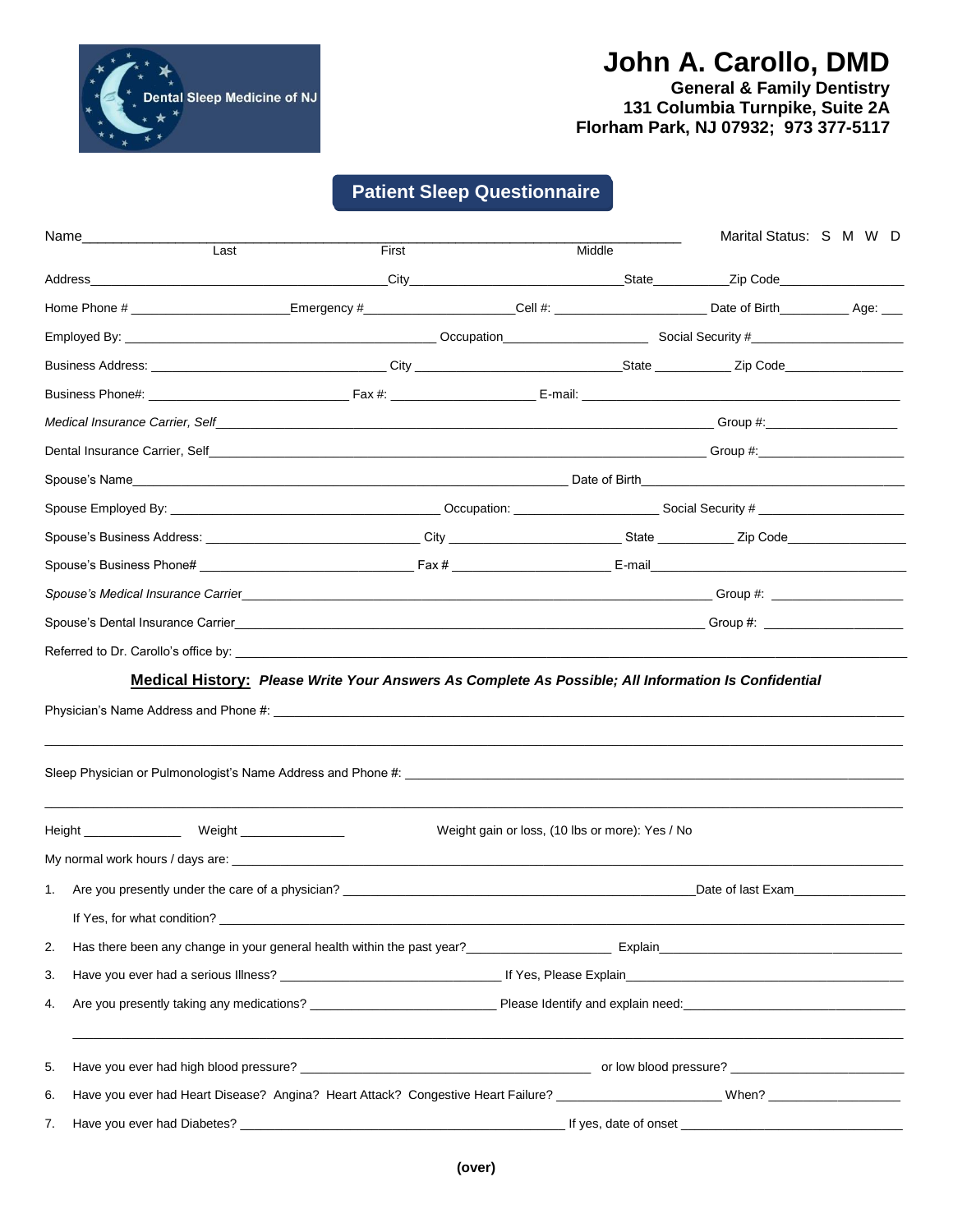Dental Sleep Medicine of NJ

# John A. Carollo, DMD

**General & Family Dentistry**
**131 Columbia Turnpike, Suite 2A**
**Florham Park, NJ 07932; 973 377-5117**

## Patient Sleep Questionnaire

Name\_\_\_\_\_\_\_\_\_\_\_\_\_\_\_\_\_\_\_\_\_\_\_\_\_\_\_\_\_\_\_\_\_\_\_\_\_\_\_\_\_\_\_\_\_\_\_\_\_\_\_\_\_\_\_\_\_\_\_\_ Marital Status: S M W D
Last First Middle

Address\_\_\_\_\_\_\_\_\_\_\_\_\_\_\_\_\_\_\_\_\_\_\_\_\_\_City\_\_\_\_\_\_\_\_\_\_\_\_\_\_\_\_\_\_\_\_State\_\_\_\_\_\_\_\_Zip Code\_\_\_\_\_\_\_\_\_\_\_\_

Home Phone # \_\_\_\_\_\_\_\_\_\_\_\_\_\_\_\_Emergency #\_\_\_\_\_\_\_\_\_\_\_\_\_\_\_Cell #: \_\_\_\_\_\_\_\_\_\_\_\_\_\_\_ Date of Birth\_\_\_\_\_\_\_\_ Age: \_\_\_

Employed By: \_\_\_\_\_\_\_\_\_\_\_\_\_\_\_\_\_\_\_\_\_\_\_\_\_\_\_\_\_\_ Occupation\_\_\_\_\_\_\_\_\_\_\_\_\_\_\_\_ Social Security #\_\_\_\_\_\_\_\_\_\_\_\_\_\_\_\_\_

Business Address: \_\_\_\_\_\_\_\_\_\_\_\_\_\_\_\_\_\_\_\_\_\_\_ City \_\_\_\_\_\_\_\_\_\_\_\_\_\_\_\_\_\_\_\_State \_\_\_\_\_\_\_\_ Zip Code\_\_\_\_\_\_\_\_\_\_\_\_\_

Business Phone#: \_\_\_\_\_\_\_\_\_\_\_\_\_\_\_\_\_\_\_\_ Fax #: \_\_\_\_\_\_\_\_\_\_\_\_\_\_ E-mail: \_\_\_\_\_\_\_\_\_\_\_\_\_\_\_\_\_\_\_\_\_\_\_\_\_\_\_\_\_\_\_

*Medical Insurance Carrier, Self*\_\_\_\_\_\_\_\_\_\_\_\_\_\_\_\_\_\_\_\_\_\_\_\_\_\_\_\_\_\_\_\_\_\_\_\_\_\_\_\_\_\_\_\_\_\_ Group #:\_\_\_\_\_\_\_\_\_\_\_\_\_\_\_

Dental Insurance Carrier, Self\_\_\_\_\_\_\_\_\_\_\_\_\_\_\_\_\_\_\_\_\_\_\_\_\_\_\_\_\_\_\_\_\_\_\_\_\_\_\_\_\_\_\_\_\_\_\_\_ Group #:\_\_\_\_\_\_\_\_\_\_\_\_\_\_\_\_

Spouse's Name\_\_\_\_\_\_\_\_\_\_\_\_\_\_\_\_\_\_\_\_\_\_\_\_\_\_\_\_\_\_\_\_\_\_\_\_\_\_\_\_\_ Date of Birth\_\_\_\_\_\_\_\_\_\_\_\_\_\_\_\_\_\_\_\_\_\_\_\_\_\_

Spouse Employed By: \_\_\_\_\_\_\_\_\_\_\_\_\_\_\_\_\_\_\_\_\_\_\_\_\_ Occupation: \_\_\_\_\_\_\_\_\_\_\_\_\_\_\_ Social Security # \_\_\_\_\_\_\_\_\_\_\_\_\_\_\_

Spouse's Business Address: \_\_\_\_\_\_\_\_\_\_\_\_\_\_\_\_\_\_\_\_ City \_\_\_\_\_\_\_\_\_\_\_\_\_\_\_\_ State \_\_\_\_\_\_\_\_ Zip Code\_\_\_\_\_\_\_\_\_\_\_\_\_

Spouse's Business Phone# \_\_\_\_\_\_\_\_\_\_\_\_\_\_\_\_\_\_\_\_ Fax # \_\_\_\_\_\_\_\_\_\_\_\_\_\_\_ E-mail\_\_\_\_\_\_\_\_\_\_\_\_\_\_\_\_\_\_\_\_\_\_\_\_\_\_\_\_

*Spouse's Medical Insurance Carrier*\_\_\_\_\_\_\_\_\_\_\_\_\_\_\_\_\_\_\_\_\_\_\_\_\_\_\_\_\_\_\_\_\_\_\_\_\_\_\_\_\_\_\_\_ Group #: \_\_\_\_\_\_\_\_\_\_\_\_\_\_\_

Spouse's Dental Insurance Carrier\_\_\_\_\_\_\_\_\_\_\_\_\_\_\_\_\_\_\_\_\_\_\_\_\_\_\_\_\_\_\_\_\_\_\_\_\_\_\_\_\_\_\_\_\_ Group #: \_\_\_\_\_\_\_\_\_\_\_\_\_\_\_

Referred to Dr. Carollo's office by: \_\_\_\_\_\_\_\_\_\_\_\_\_\_\_\_\_\_\_\_\_\_\_\_\_\_\_\_\_\_\_\_\_\_\_\_\_\_\_\_\_\_\_\_\_\_\_\_\_\_\_\_\_\_\_\_\_\_\_\_

**Medical History:** ***Please Write Your Answers As Complete As Possible; All Information Is Confidential***

Physician's Name Address and Phone #: \_\_\_\_\_\_\_\_\_\_\_\_\_\_\_\_\_\_\_\_\_\_\_\_\_\_\_\_\_\_\_\_\_\_\_\_\_\_\_\_\_\_\_\_\_\_\_\_\_\_\_\_\_\_\_\_\_\_

\_\_\_\_\_\_\_\_\_\_\_\_\_\_\_\_\_\_\_\_\_\_\_\_\_\_\_\_\_\_\_\_\_\_\_\_\_\_\_\_\_\_\_\_\_\_\_\_\_\_\_\_\_\_\_\_\_\_\_\_\_\_\_\_\_\_\_\_\_\_\_\_\_\_\_\_\_\_\_\_\_\_\_\_\_\_\_\_\_\_\_\_

Sleep Physician or Pulmonologist's Name Address and Phone #: \_\_\_\_\_\_\_\_\_\_\_\_\_\_\_\_\_\_\_\_\_\_\_\_\_\_\_\_\_\_\_\_\_\_\_\_\_\_\_\_\_\_\_\_

\_\_\_\_\_\_\_\_\_\_\_\_\_\_\_\_\_\_\_\_\_\_\_\_\_\_\_\_\_\_\_\_\_\_\_\_\_\_\_\_\_\_\_\_\_\_\_\_\_\_\_\_\_\_\_\_\_\_\_\_\_\_\_\_\_\_\_\_\_\_\_\_\_\_\_\_\_\_\_\_\_\_\_\_\_\_\_\_\_\_\_\_

Height \_\_\_\_\_\_\_\_\_\_ Weight \_\_\_\_\_\_\_\_\_\_ Weight gain or loss, (10 lbs or more): Yes / No

My normal work hours / days are: \_\_\_\_\_\_\_\_\_\_\_\_\_\_\_\_\_\_\_\_\_\_\_\_\_\_\_\_\_\_\_\_\_\_\_\_\_\_\_\_\_\_\_\_\_\_\_\_\_\_\_\_\_\_\_\_\_\_\_\_\_\_

1. Are you presently under the care of a physician? \_\_\_\_\_\_\_\_\_\_\_\_\_\_\_\_\_\_\_\_\_\_\_\_\_\_\_\_\_\_\_\_\_\_\_Date of last Exam\_\_\_\_\_\_\_\_\_\_\_\_

   If Yes, for what condition? \_\_\_\_\_\_\_\_\_\_\_\_\_\_\_\_\_\_\_\_\_\_\_\_\_\_\_\_\_\_\_\_\_\_\_\_\_\_\_\_\_\_\_\_\_\_\_\_\_\_\_\_\_\_\_\_\_\_\_\_\_\_\_\_\_\_

2. Has there been any change in your general health within the past year?\_\_\_\_\_\_\_\_\_\_\_\_\_\_\_ Explain\_\_\_\_\_\_\_\_\_\_\_\_\_\_\_\_\_\_\_\_\_\_\_\_\_\_\_

3. Have you ever had a serious Illness? \_\_\_\_\_\_\_\_\_\_\_\_\_\_\_\_\_\_\_\_\_\_\_\_\_ If Yes, Please Explain\_\_\_\_\_\_\_\_\_\_\_\_\_\_\_\_\_\_\_\_\_\_\_\_\_\_\_\_\_\_\_\_

4. Are you presently taking any medications? \_\_\_\_\_\_\_\_\_\_\_\_\_\_\_\_\_\_\_\_\_\_ Please Identify and explain need:\_\_\_\_\_\_\_\_\_\_\_\_\_\_\_\_\_\_\_\_\_\_\_\_\_\_

   \_\_\_\_\_\_\_\_\_\_\_\_\_\_\_\_\_\_\_\_\_\_\_\_\_\_\_\_\_\_\_\_\_\_\_\_\_\_\_\_\_\_\_\_\_\_\_\_\_\_\_\_\_\_\_\_\_\_\_\_\_\_\_\_\_\_\_\_\_\_\_\_\_\_\_\_\_\_\_\_\_\_\_\_\_\_\_\_\_

5. Have you ever had high blood pressure? \_\_\_\_\_\_\_\_\_\_\_\_\_\_\_\_\_\_\_\_\_\_\_\_\_\_\_\_\_\_\_\_\_\_ or low blood pressure? \_\_\_\_\_\_\_\_\_\_\_\_\_\_\_\_\_\_\_\_

6. Have you ever had Heart Disease? Angina? Heart Attack? Congestive Heart Failure? \_\_\_\_\_\_\_\_\_\_\_\_\_\_\_\_\_\_ When? \_\_\_\_\_\_\_\_\_\_\_\_\_\_\_

7. Have you ever had Diabetes? \_\_\_\_\_\_\_\_\_\_\_\_\_\_\_\_\_\_\_\_\_\_\_\_\_\_\_\_\_\_\_\_\_\_\_\_\_\_\_\_ If yes, date of onset \_\_\_\_\_\_\_\_\_\_\_\_\_\_\_\_\_\_\_\_\_\_\_\_\_\_

**(over)**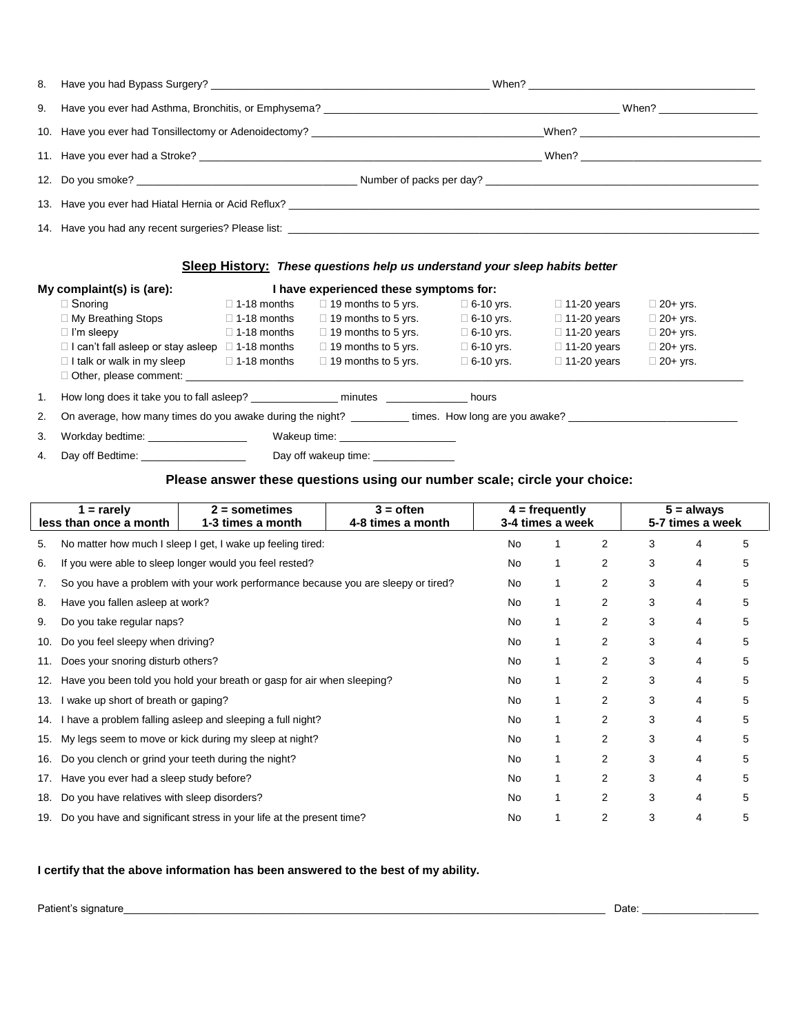8. Have you had Bypass Surgery? ______________________ When? ______________________

9. Have you ever had Asthma, Bronchitis, or Emphysema? ______________________ When? ______________

10. Have you ever had Tonsillectomy or Adenoidectomy? ______________________ When? ______________________

11. Have you ever had a Stroke? ______________________ When? ______________________

12. Do you smoke? ______________________ Number of packs per day? ______________________

13. Have you ever had Hiatal Hernia or Acid Reflux? ______________________

14. Have you had any recent surgeries? Please list: ______________________

## **Sleep History:** *These questions help us understand your sleep habits better*

| My complaint(s) is (are): | I have experienced these symptoms for: | | | | |
|---|---|---|---|---|---|
| ☐ Snoring | ☐ 1-18 months | ☐ 19 months to 5 yrs. | ☐ 6-10 yrs. | ☐ 11-20 years | ☐ 20+ yrs. |
| ☐ My Breathing Stops | ☐ 1-18 months | ☐ 19 months to 5 yrs. | ☐ 6-10 yrs. | ☐ 11-20 years | ☐ 20+ yrs. |
| ☐ I'm sleepy | ☐ 1-18 months | ☐ 19 months to 5 yrs. | ☐ 6-10 yrs. | ☐ 11-20 years | ☐ 20+ yrs. |
| ☐ I can't fall asleep or stay asleep | ☐ 1-18 months | ☐ 19 months to 5 yrs. | ☐ 6-10 yrs. | ☐ 11-20 years | ☐ 20+ yrs. |
| ☐ I talk or walk in my sleep | ☐ 1-18 months | ☐ 19 months to 5 yrs. | ☐ 6-10 yrs. | ☐ 11-20 years | ☐ 20+ yrs. |

☐ Other, please comment: ______________________

1. How long does it take you to fall asleep? ____________ minutes ____________ hours
2. On average, how many times do you awake during the night? ________ times. How long are you awake? ______________________
3. Workday bedtime: ______________ Wakeup time: ______________
4. Day off Bedtime: ______________ Day off wakeup time: ______________

### Please answer these questions using our number scale; circle your choice:

| 1 = rarely less than once a month | 2 = sometimes 1-3 times a month | 3 = often 4-8 times a month | 4 = frequently 3-4 times a week | 5 = always 5-7 times a week |
|---|---|---|---|---|

| | | | | | | | |
|---|---|---|---|---|---|---|---|
| 5. | No matter how much I sleep I get, I wake up feeling tired: | No | 1 | 2 | 3 | 4 | 5 |
| 6. | If you were able to sleep longer would you feel rested? | No | 1 | 2 | 3 | 4 | 5 |
| 7. | So you have a problem with your work performance because you are sleepy or tired? | No | 1 | 2 | 3 | 4 | 5 |
| 8. | Have you fallen asleep at work? | No | 1 | 2 | 3 | 4 | 5 |
| 9. | Do you take regular naps? | No | 1 | 2 | 3 | 4 | 5 |
| 10. | Do you feel sleepy when driving? | No | 1 | 2 | 3 | 4 | 5 |
| 11. | Does your snoring disturb others? | No | 1 | 2 | 3 | 4 | 5 |
| 12. | Have you been told you hold your breath or gasp for air when sleeping? | No | 1 | 2 | 3 | 4 | 5 |
| 13. | I wake up short of breath or gaping? | No | 1 | 2 | 3 | 4 | 5 |
| 14. | I have a problem falling asleep and sleeping a full night? | No | 1 | 2 | 3 | 4 | 5 |
| 15. | My legs seem to move or kick during my sleep at night? | No | 1 | 2 | 3 | 4 | 5 |
| 16. | Do you clench or grind your teeth during the night? | No | 1 | 2 | 3 | 4 | 5 |
| 17. | Have you ever had a sleep study before? | No | 1 | 2 | 3 | 4 | 5 |
| 18. | Do you have relatives with sleep disorders? | No | 1 | 2 | 3 | 4 | 5 |
| 19. | Do you have and significant stress in your life at the present time? | No | 1 | 2 | 3 | 4 | 5 |

**I certify that the above information has been answered to the best of my ability.**

Patient's signature______________________ Date: ______________